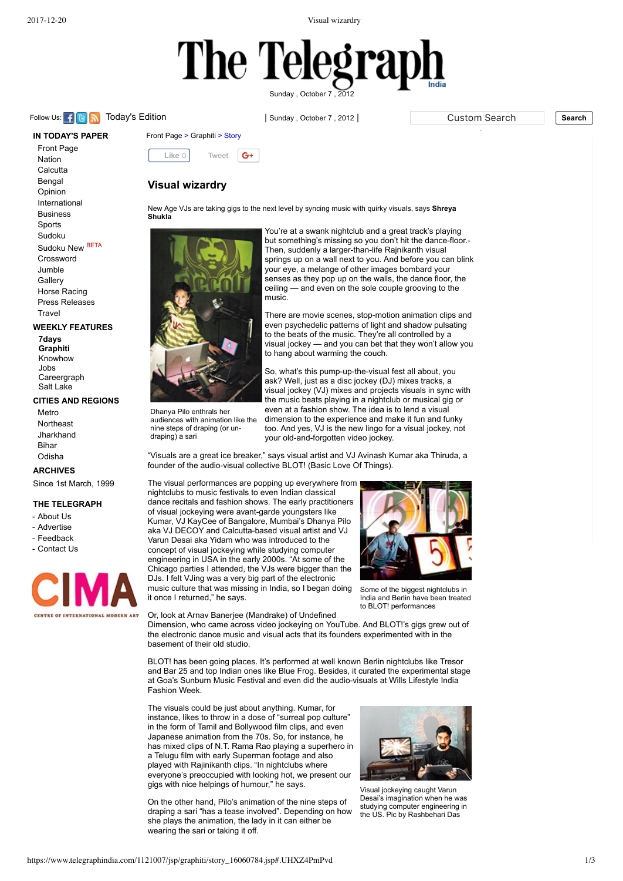# Visual wizardry

New Age VJs are taking gigs to the next level by syncing music with quirky visuals, says **Shreya Shukla**

Dhanya Pilo enthrals her audiences with animation like the nine steps of draping (or un-draping) a sari

You're at a swank nightclub and a great track's playing but something's missing so you don't hit the dance-floor.- Then, suddenly a larger-than-life Rajnikanth visual springs up on a wall next to you. And before you can blink your eye, a melange of other images bombard your senses as they pop up on the walls, the dance floor, the ceiling — and even on the sole couple grooving to the music.

There are movie scenes, stop-motion animation clips and even psychedelic patterns of light and shadow pulsating to the beats of the music. They're all controlled by a visual jockey — and you can bet that they won't allow you to hang about warming the couch.

So, what's this pump-up-the-visual fest all about, you ask? Well, just as a disc jockey (DJ) mixes tracks, a visual jockey (VJ) mixes and projects visuals in sync with the music beats playing in a nightclub or musical gig or even at a fashion show. The idea is to lend a visual dimension to the experience and make it fun and funky too. And yes, VJ is the new lingo for a visual jockey, not your old-and-forgotten video jockey.

"Visuals are a great ice breaker," says visual artist and VJ Avinash Kumar aka Thiruda, a founder of the audio-visual collective BLOT! (Basic Love Of Things).

The visual performances are popping up everywhere from nightclubs to music festivals to even Indian classical dance recitals and fashion shows. The early practitioners of visual jockeying were avant-garde youngsters like Kumar, VJ KayCee of Bangalore, Mumbai's Dhanya Pilo aka VJ DECOY and Calcutta-based visual artist and VJ Varun Desai aka Yidam who was introduced to the concept of visual jockeying while studying computer engineering in USA in the early 2000s. "At some of the Chicago parties I attended, the VJs were bigger than the DJs. I felt VJing was a very big part of the electronic music culture that was missing in India, so I began doing it once I returned," he says.

Some of the biggest nightclubs in India and Berlin have been treated to BLOT! performances

Or, look at Arnav Banerjee (Mandrake) of Undefined Dimension, who came across video jockeying on YouTube. And BLOT!'s gigs grew out of the electronic dance music and visual acts that its founders experimented with in the basement of their old studio.

BLOT! has been going places. It's performed at well known Berlin nightclubs like Tresor and Bar 25 and top Indian ones like Blue Frog. Besides, it curated the experimental stage at Goa's Sunburn Music Festival and even did the audio-visuals at Wills Lifestyle India Fashion Week.

The visuals could be just about anything. Kumar, for instance, likes to throw in a dose of "surreal pop culture" in the form of Tamil and Bollywood film clips, and even Japanese animation from the 70s. So, for instance, he has mixed clips of N.T. Rama Rao playing a superhero in a Telugu film with early Superman footage and also played with Rajinikanth clips. "In nightclubs where everyone's preoccupied with looking hot, we present our gigs with nice helpings of humour," he says.

Visual jockeying caught Varun Desai's imagination when he was studying computer engineering in the US. Pic by Rashbehari Das

On the other hand, Pilo's animation of the nine steps of draping a sari "has a tease involved". Depending on how she plays the animation, the lady in it can either be wearing the sari or taking it off.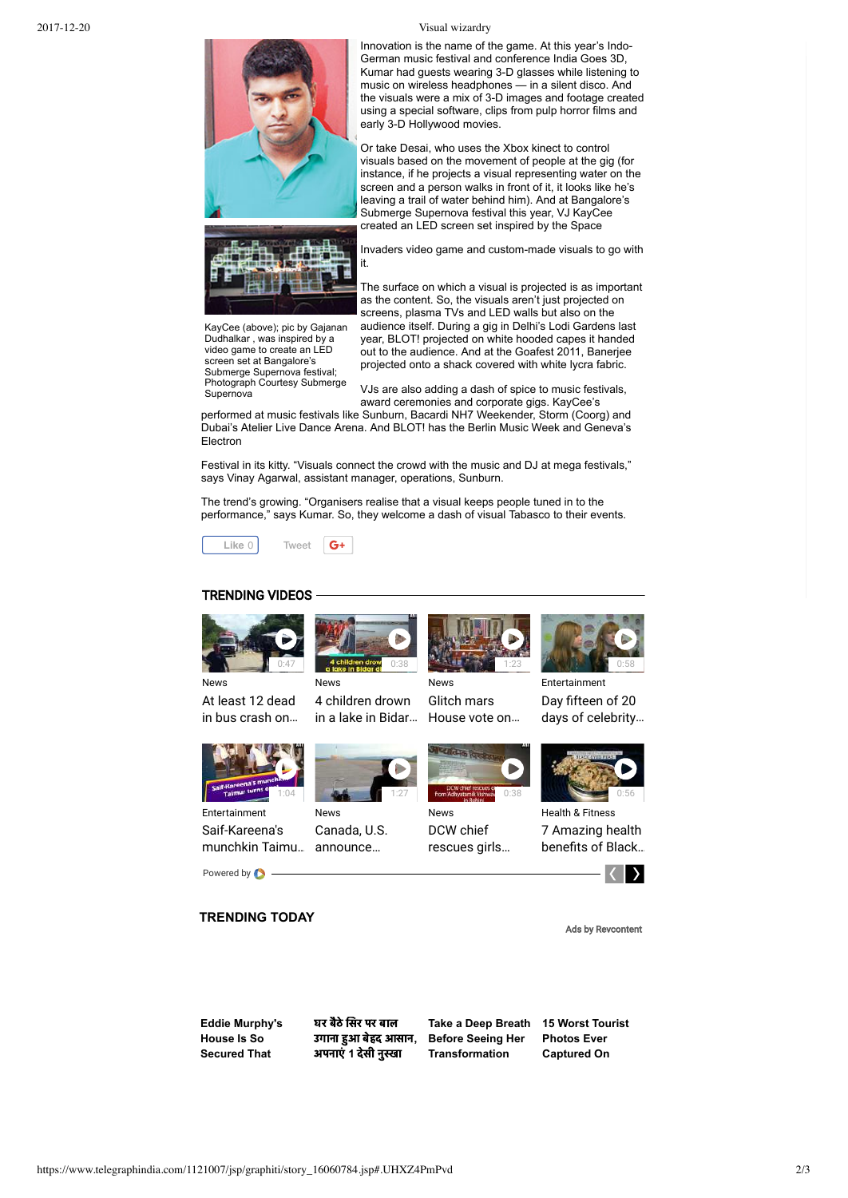Innovation is the name of the game. At this year's Indo-German music festival and conference India Goes 3D, Kumar had guests wearing 3-D glasses while listening to music on wireless headphones — in a silent disco. And the visuals were a mix of 3-D images and footage created using a special software, clips from pulp horror films and early 3-D Hollywood movies.

Or take Desai, who uses the Xbox kinect to control visuals based on the movement of people at the gig (for instance, if he projects a visual representing water on the screen and a person walks in front of it, it looks like he's leaving a trail of water behind him). And at Bangalore's Submerge Supernova festival this year, VJ KayCee created an LED screen set inspired by the Space Invaders video game and custom-made visuals to go with it.

KayCee (above); pic by Gajanan Dudhalkar , was inspired by a video game to create an LED screen set at Bangalore's Submerge Supernova festival; Photograph Courtesy Submerge Supernova

The surface on which a visual is projected is as important as the content. So, the visuals aren't just projected on screens, plasma TVs and LED walls but also on the audience itself. During a gig in Delhi's Lodi Gardens last year, BLOT! projected on white hooded capes it handed out to the audience. And at the Goafest 2011, Banerjee projected onto a shack covered with white lycra fabric.

VJs are also adding a dash of spice to music festivals, award ceremonies and corporate gigs. KayCee's performed at music festivals like Sunburn, Bacardi NH7 Weekender, Storm (Coorg) and Dubai's Atelier Live Dance Arena. And BLOT! has the Berlin Music Week and Geneva's Electron

Festival in its kitty. "Visuals connect the crowd with the music and DJ at mega festivals," says Vinay Agarwal, assistant manager, operations, Sunburn.

The trend's growing. "Organisers realise that a visual keeps people tuned in to the performance," says Kumar. So, they welcome a dash of visual Tabasco to their events.

Like 0 Tweet G+

## TRENDING VIDEOS

News
At least 12 dead in bus crash on...

News
4 children drown in a lake in Bidar...

News
Glitch mars House vote on...

Entertainment
Day fifteen of 20 days of celebrity...

Entertainment
Saif-Kareena's munchkin Taimu...

News
Canada, U.S. announce...

News
DCW chief rescues girls...

Health & Fitness
7 Amazing health benefits of Black...

Powered by

## TRENDING TODAY

Ads by Revcontent

**Eddie Murphy's House Is So Secured That**

**घर बैठे सिर पर बाल उगाना हुआ बेहद आसान, अपनाएं 1 देसी नुस्खा**

**Take a Deep Breath Before Seeing Her Transformation**

**15 Worst Tourist Photos Ever Captured On**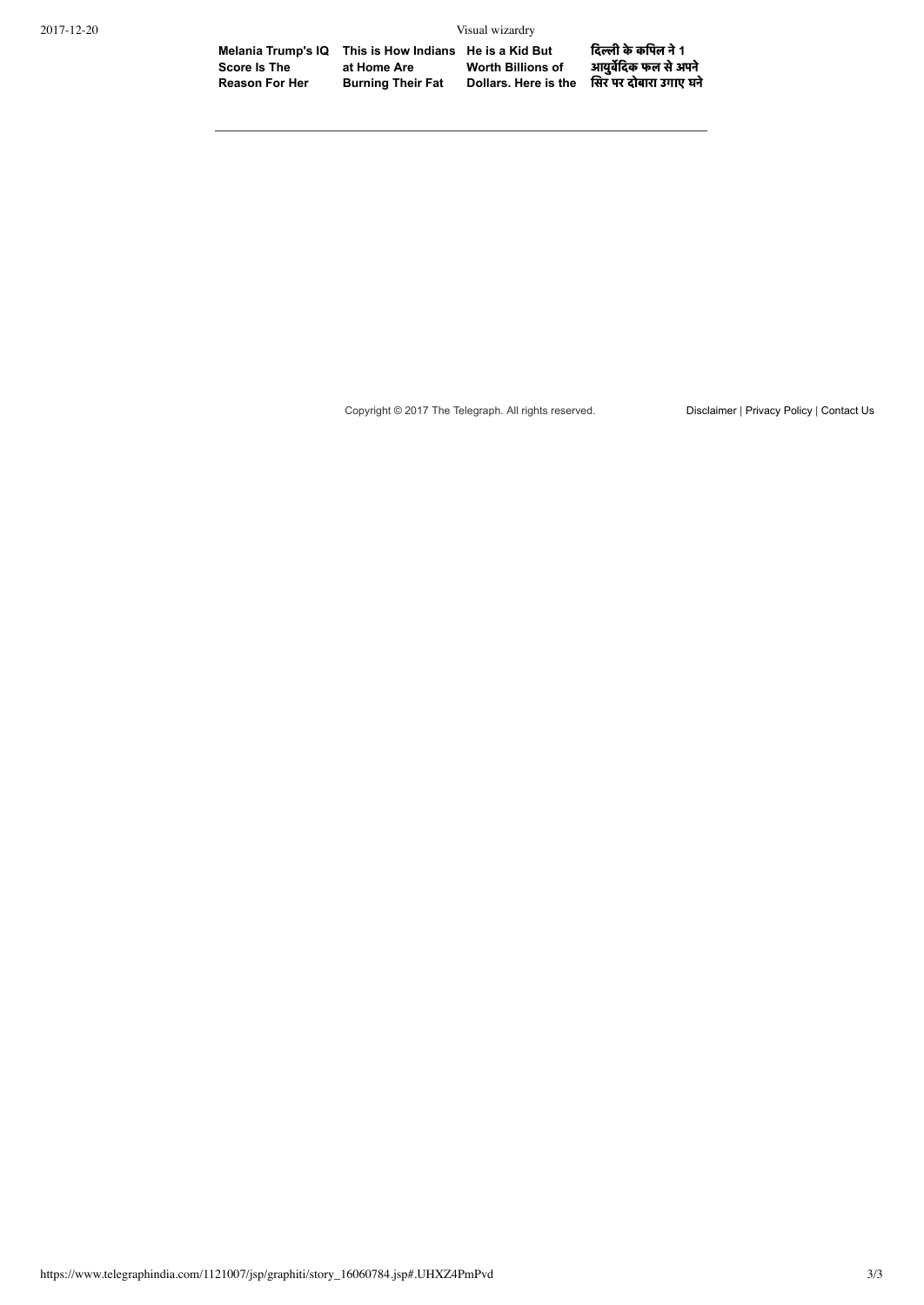| | | | |
|---|---|---|---|
| **Melania Trump's IQ Score Is The Reason For Her** | **This is How Indians at Home Are Burning Their Fat** | **He is a Kid But Worth Billions of Dollars. Here is the** | **दिल्ली के कपिल ने 1 आयुर्वेदिक फल से अपने सिर पर दोबारा उगाए घने** |

---

Copyright © 2017 The Telegraph. All rights reserved.

Disclaimer | Privacy Policy | Contact Us